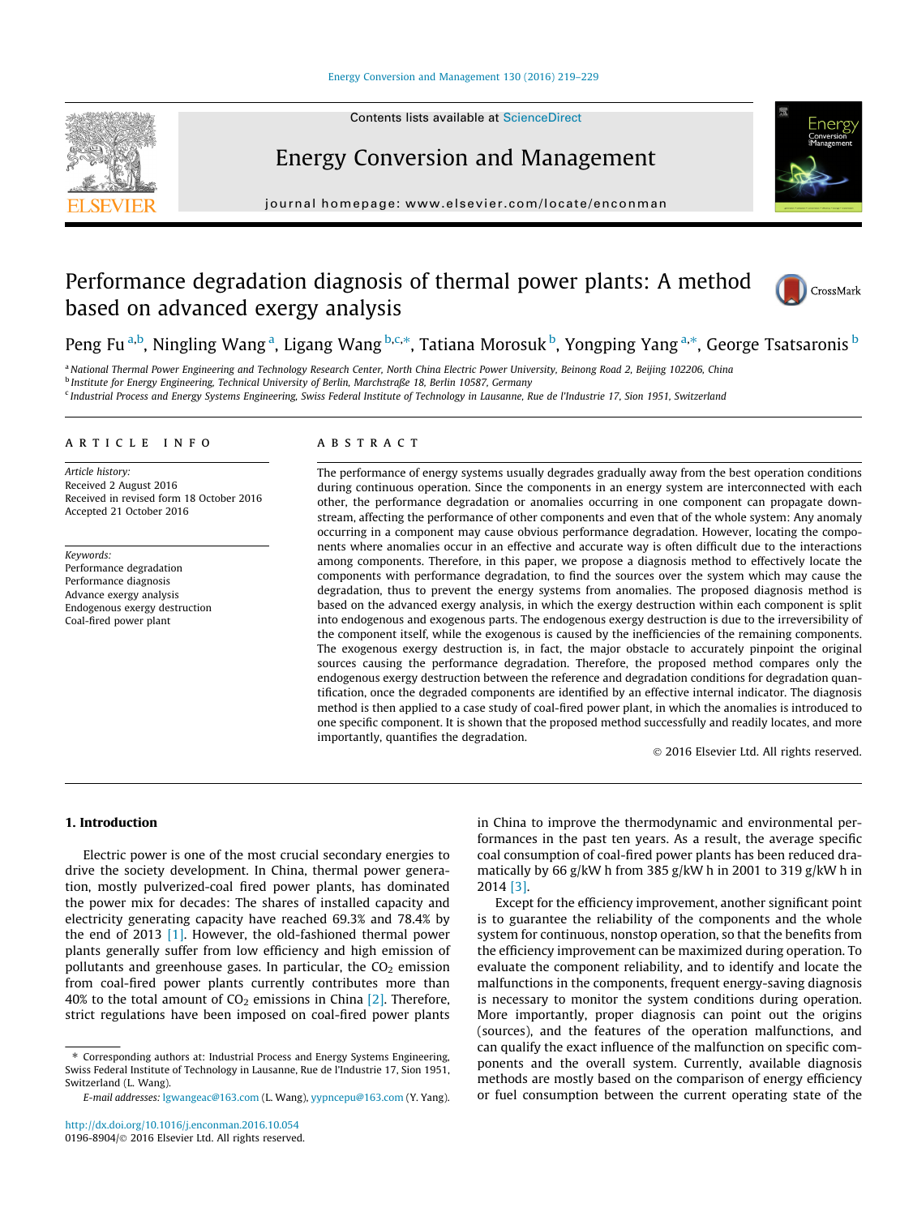# Performance degradation diagnosis of thermal power plants: A method based on advanced exergy analysis

Peng Fu [a,b], Ningling Wang [a], Ligang Wang [b,c,*], Tatiana Morosuk [b], Yongping Yang [a,*], George Tsatsaronis [b]

[a] National Thermal Power Engineering and Technology Research Center, North China Electric Power University, Beinong Road 2, Beijing 102206, China
[b] Institute for Energy Engineering, Technical University of Berlin, Marchstraße 18, Berlin 10587, Germany
[c] Industrial Process and Energy Systems Engineering, Swiss Federal Institute of Technology in Lausanne, Rue de l'Industrie 17, Sion 1951, Switzerland

## ARTICLE INFO

*Article history:*
Received 2 August 2016
Received in revised form 18 October 2016
Accepted 21 October 2016

*Keywords:*
Performance degradation
Performance diagnosis
Advance exergy analysis
Endogenous exergy destruction
Coal-fired power plant

## ABSTRACT

The performance of energy systems usually degrades gradually away from the best operation conditions during continuous operation. Since the components in an energy system are interconnected with each other, the performance degradation or anomalies occurring in one component can propagate downstream, affecting the performance of other components and even that of the whole system: Any anomaly occurring in a component may cause obvious performance degradation. However, locating the components where anomalies occur in an effective and accurate way is often difficult due to the interactions among components. Therefore, in this paper, we propose a diagnosis method to effectively locate the components with performance degradation, to find the sources over the system which may cause the degradation, thus to prevent the energy systems from anomalies. The proposed diagnosis method is based on the advanced exergy analysis, in which the exergy destruction within each component is split into endogenous and exogenous parts. The endogenous exergy destruction is due to the irreversibility of the component itself, while the exogenous is caused by the inefficiencies of the remaining components. The exogenous exergy destruction is, in fact, the major obstacle to accurately pinpoint the original sources causing the performance degradation. Therefore, the proposed method compares only the endogenous exergy destruction between the reference and degradation conditions for degradation quantification, once the degraded components are identified by an effective internal indicator. The diagnosis method is then applied to a case study of coal-fired power plant, in which the anomalies is introduced to one specific component. It is shown that the proposed method successfully and readily locates, and more importantly, quantifies the degradation.

© 2016 Elsevier Ltd. All rights reserved.

## 1. Introduction

Electric power is one of the most crucial secondary energies to drive the society development. In China, thermal power generation, mostly pulverized-coal fired power plants, has dominated the power mix for decades: The shares of installed capacity and electricity generating capacity have reached 69.3% and 78.4% by the end of 2013 [1]. However, the old-fashioned thermal power plants generally suffer from low efficiency and high emission of pollutants and greenhouse gases. In particular, the $CO_2$ emission from coal-fired power plants currently contributes more than 40% to the total amount of $CO_2$ emissions in China [2]. Therefore, strict regulations have been imposed on coal-fired power plants in China to improve the thermodynamic and environmental performances in the past ten years. As a result, the average specific coal consumption of coal-fired power plants has been reduced dramatically by 66 g/kW h from 385 g/kW h in 2001 to 319 g/kW h in 2014 [3].

Except for the efficiency improvement, another significant point is to guarantee the reliability of the components and the whole system for continuous, nonstop operation, so that the benefits from the efficiency improvement can be maximized during operation. To evaluate the component reliability, and to identify and locate the malfunctions in the components, frequent energy-saving diagnosis is necessary to monitor the system conditions during operation. More importantly, proper diagnosis can point out the origins (sources), and the features of the operation malfunctions, and can qualify the exact influence of the malfunction on specific components and the overall system. Currently, available diagnosis methods are mostly based on the comparison of energy efficiency or fuel consumption between the current operating state of the

* Corresponding authors at: Industrial Process and Energy Systems Engineering, Swiss Federal Institute of Technology in Lausanne, Rue de l'Industrie 17, Sion 1951, Switzerland (L. Wang).

*E-mail addresses:* lgwangeac@163.com (L. Wang), yypncepu@163.com (Y. Yang).

http://dx.doi.org/10.1016/j.enconman.2016.10.054
0196-8904/© 2016 Elsevier Ltd. All rights reserved.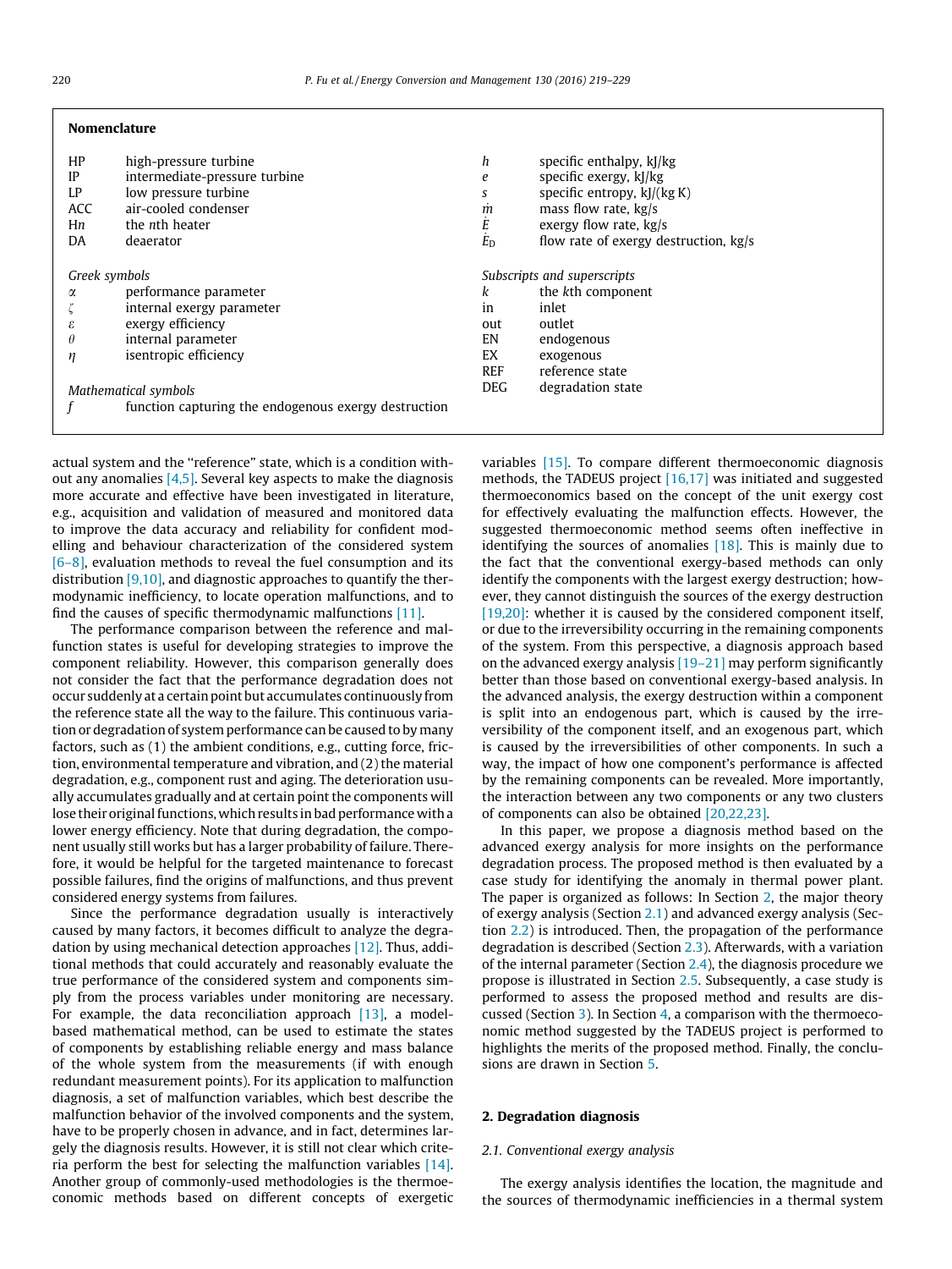## Nomenclature

| | | | |
|---|---|---|---|
| HP | high-pressure turbine | $h$ | specific enthalpy, kJ/kg |
| IP | intermediate-pressure turbine | $e$ | specific exergy, kJ/kg |
| LP | low pressure turbine | $s$ | specific entropy, kJ/(kg K) |
| ACC | air-cooled condenser | $\dot{m}$ | mass flow rate, kg/s |
| H$n$ | the $n$th heater | $\dot{E}$ | exergy flow rate, kg/s |
| DA | deaerator | $\dot{E}_D$ | flow rate of exergy destruction, kg/s |

*Greek symbols*

| | |
|---|---|
| $\alpha$ | performance parameter |
| $\zeta$ | internal exergy parameter |
| $\varepsilon$ | exergy efficiency |
| $\theta$ | internal parameter |
| $\eta$ | isentropic efficiency |

*Mathematical symbols*

| | |
|---|---|
| $f$ | function capturing the endogenous exergy destruction |

*Subscripts and superscripts*

| | |
|---|---|
| $k$ | the $k$th component |
| in | inlet |
| out | outlet |
| EN | endogenous |
| EX | exogenous |
| REF | reference state |
| DEG | degradation state |

actual system and the "reference" state, which is a condition without any anomalies [4,5]. Several key aspects to make the diagnosis more accurate and effective have been investigated in literature, e.g., acquisition and validation of measured and monitored data to improve the data accuracy and reliability for confident modelling and behaviour characterization of the considered system [6–8], evaluation methods to reveal the fuel consumption and its distribution [9,10], and diagnostic approaches to quantify the thermodynamic inefficiency, to locate operation malfunctions, and to find the causes of specific thermodynamic malfunctions [11].

The performance comparison between the reference and malfunction states is useful for developing strategies to improve the component reliability. However, this comparison generally does not consider the fact that the performance degradation does not occur suddenly at a certain point but accumulates continuously from the reference state all the way to the failure. This continuous variation or degradation of system performance can be caused to by many factors, such as (1) the ambient conditions, e.g., cutting force, friction, environmental temperature and vibration, and (2) the material degradation, e.g., component rust and aging. The deterioration usually accumulates gradually and at certain point the components will lose their original functions, which results in bad performance with a lower energy efficiency. Note that during degradation, the component usually still works but has a larger probability of failure. Therefore, it would be helpful for the targeted maintenance to forecast possible failures, find the origins of malfunctions, and thus prevent considered energy systems from failures.

Since the performance degradation usually is interactively caused by many factors, it becomes difficult to analyze the degradation by using mechanical detection approaches [12]. Thus, additional methods that could accurately and reasonably evaluate the true performance of the considered system and components simply from the process variables under monitoring are necessary. For example, the data reconciliation approach [13], a model-based mathematical method, can be used to estimate the states of components by establishing reliable energy and mass balance of the whole system from the measurements (if with enough redundant measurement points). For its application to malfunction diagnosis, a set of malfunction variables, which best describe the malfunction behavior of the involved components and the system, have to be properly chosen in advance, and in fact, determines largely the diagnosis results. However, it is still not clear which criteria perform the best for selecting the malfunction variables [14]. Another group of commonly-used methodologies is the thermoeconomic methods based on different concepts of exergetic variables [15]. To compare different thermoeconomic diagnosis methods, the TADEUS project [16,17] was initiated and suggested thermoeconomics based on the concept of the unit exergy cost for effectively evaluating the malfunction effects. However, the suggested thermoeconomic method seems often ineffective in identifying the sources of anomalies [18]. This is mainly due to the fact that the conventional exergy-based methods can only identify the components with the largest exergy destruction; however, they cannot distinguish the sources of the exergy destruction [19,20]: whether it is caused by the considered component itself, or due to the irreversibility occurring in the remaining components of the system. From this perspective, a diagnosis approach based on the advanced exergy analysis [19–21] may perform significantly better than those based on conventional exergy-based analysis. In the advanced analysis, the exergy destruction within a component is split into an endogenous part, which is caused by the irreversibility of the component itself, and an exogenous part, which is caused by the irreversibilities of other components. In such a way, the impact of how one component's performance is affected by the remaining components can be revealed. More importantly, the interaction between any two components or any two clusters of components can also be obtained [20,22,23].

In this paper, we propose a diagnosis method based on the advanced exergy analysis for more insights on the performance degradation process. The proposed method is then evaluated by a case study for identifying the anomaly in thermal power plant. The paper is organized as follows: In Section 2, the major theory of exergy analysis (Section 2.1) and advanced exergy analysis (Section 2.2) is introduced. Then, the propagation of the performance degradation is described (Section 2.3). Afterwards, with a variation of the internal parameter (Section 2.4), the diagnosis procedure we propose is illustrated in Section 2.5. Subsequently, a case study is performed to assess the proposed method and results are discussed (Section 3). In Section 4, a comparison with the thermoeconomic method suggested by the TADEUS project is performed to highlights the merits of the proposed method. Finally, the conclusions are drawn in Section 5.

## 2. Degradation diagnosis

### 2.1. Conventional exergy analysis

The exergy analysis identifies the location, the magnitude and the sources of thermodynamic inefficiencies in a thermal system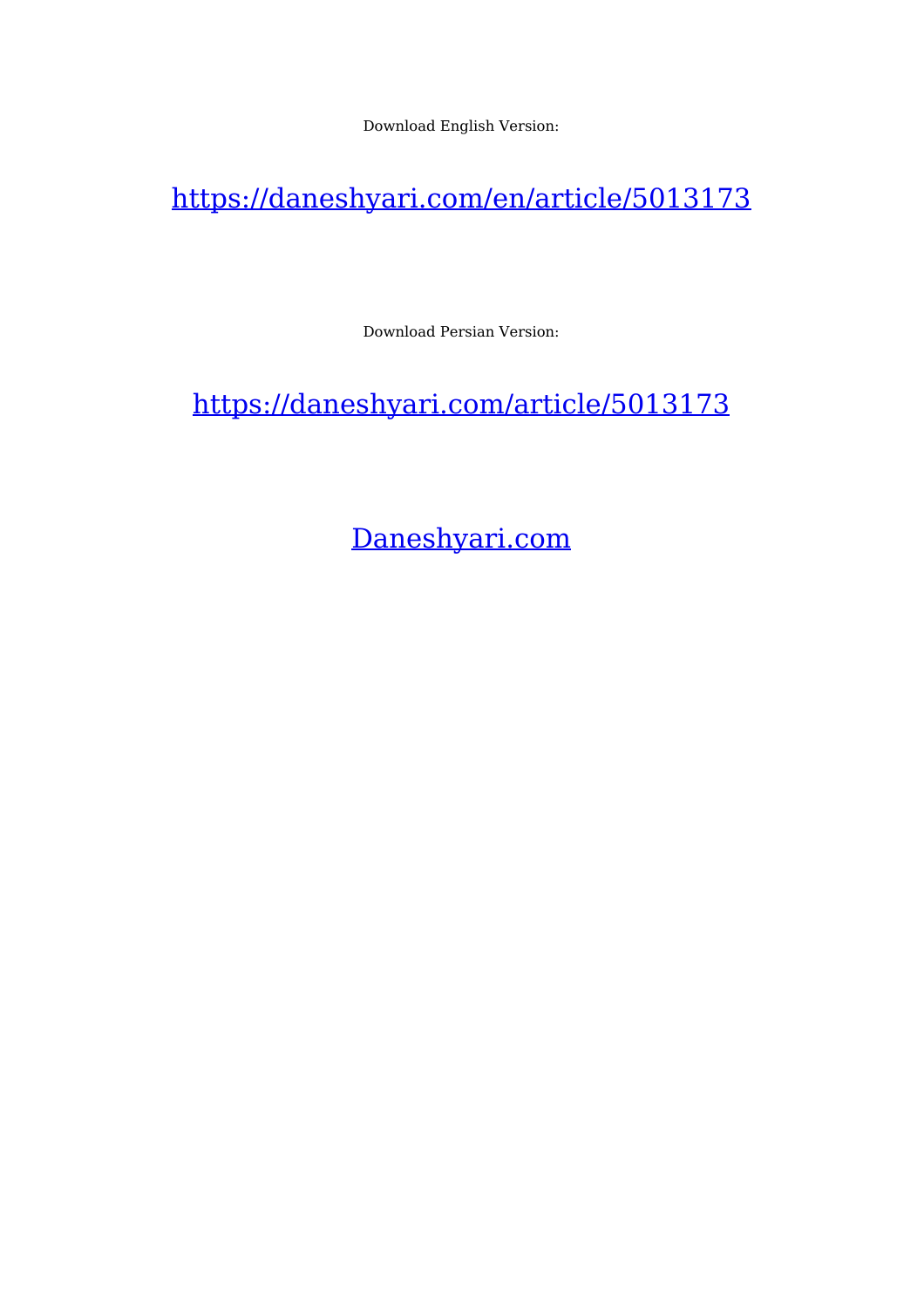Download English Version:

https://daneshyari.com/en/article/5013173

Download Persian Version:

https://daneshyari.com/article/5013173

Daneshyari.com